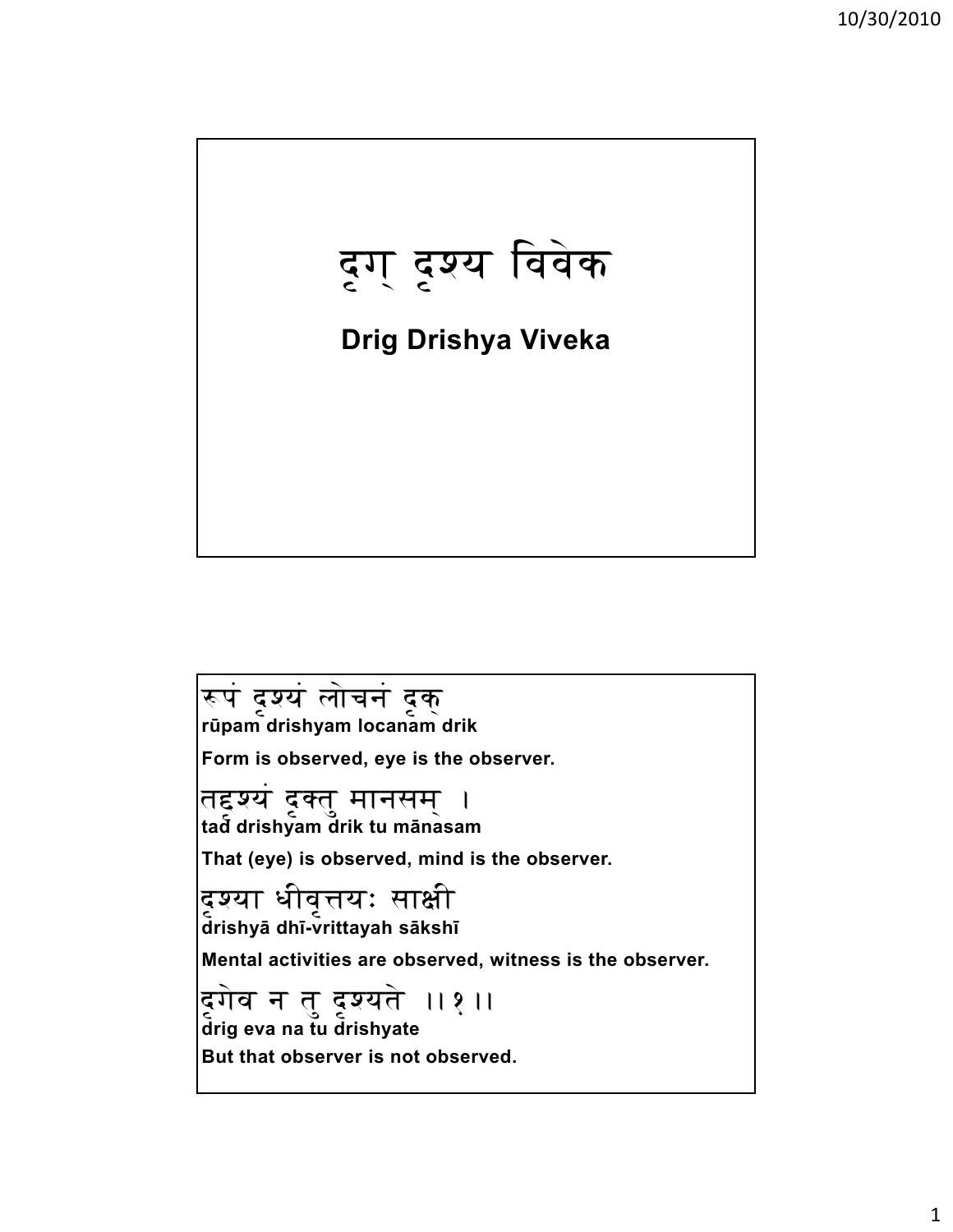# दृग् दृश्य विवेक

## Drig Drishya Viveka

रूपं दृश्यं लोचनं दृक्

**rūpam drishyam locanam drik**

**Form is observed, eye is the observer.**

तद्दृश्यं दृक्तु मानसम् ।

**tad drishyam drik tu mānasam**

**That (eye) is observed, mind is the observer.**

दृश्या धीवृत्तयः साक्षी

**drishyā dhī-vrittayah sākshī**

**Mental activities are observed, witness is the observer.**

दृगेव न तु दृश्यते ।।१।।

**drig eva na tu drishyate**

**But that observer is not observed.**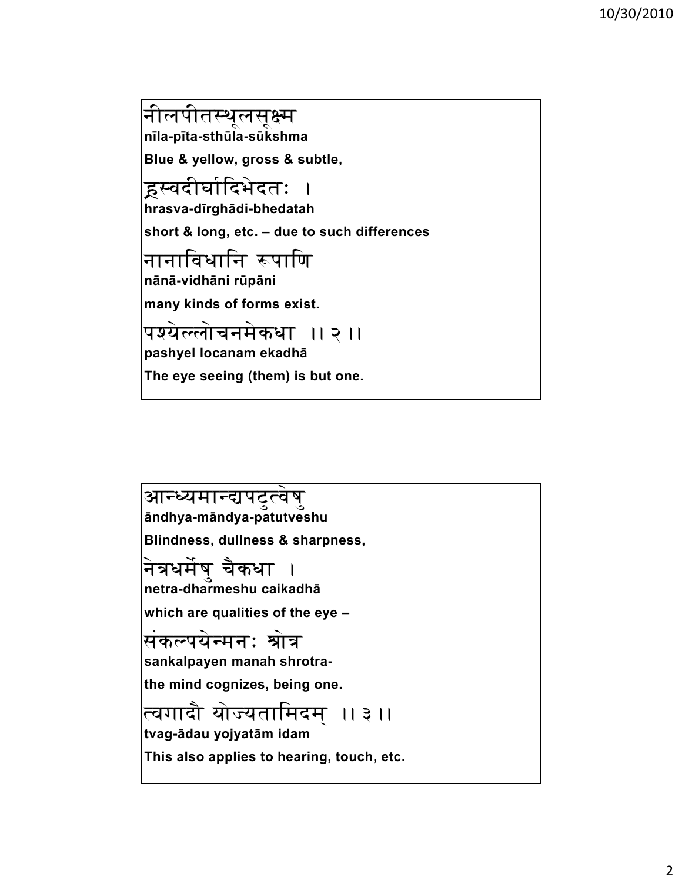नीलपीतस्थूलसूक्ष्म

**nīla-pīta-sthūla-sūkshma**

**Blue & yellow, gross & subtle,**

ह्रस्वदीर्घादिभेदतः ।

**hrasva-dīrghādi-bhedatah**

**short & long, etc. – due to such differences**

नानाविधानि रूपाणि

**nānā-vidhāni rūpāni**

**many kinds of forms exist.**

पश्येल्लोचनमेकधा ।। २ ।।

**pashyel locanam ekadhā**

**The eye seeing (them) is but one.**

---

आन्ध्यमान्द्यपटुत्वेषु

**āndhya-māndya-patutveshu**

**Blindness, dullness & sharpness,**

नेत्रधर्मेषु चैकधा ।

**netra-dharmeshu caikadhā**

**which are qualities of the eye –**

संकल्पयेन्मनः श्रोत्र

**sankalpayen manah shrotra-**

**the mind cognizes, being one.**

त्वगादौ योज्यतामिदम् ।। ३ ।।

**tvag-ādau yojyatām idam**

**This also applies to hearing, touch, etc.**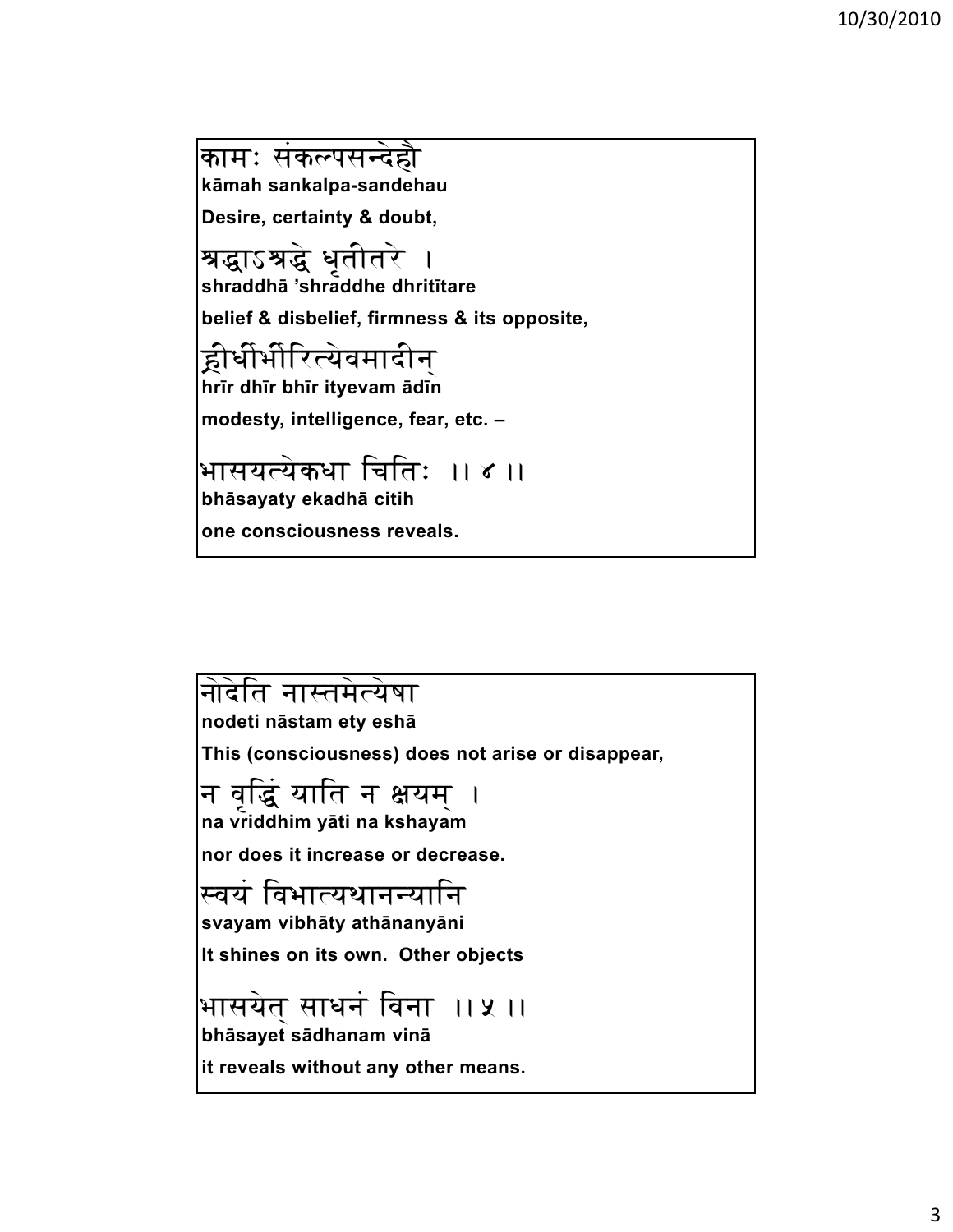कामः संकल्पसन्देहौ

**kāmah sankalpa-sandehau**

**Desire, certainty & doubt,**

श्रद्धाऽश्रद्धे धृतीतरे ।

**shraddhā 'shraddhe dhritītare**

**belief & disbelief, firmness & its opposite,**

ह्रीर्धीर्भीरित्येवमादीन्

**hrīr dhīr bhīr ityevam ādīn**

**modesty, intelligence, fear, etc. –**

भासयत्येकधा चितिः ।। ४ ।।

**bhāsayaty ekadhā citih**

**one consciousness reveals.**

---

नोदेति नास्तमेत्येषा

**nodeti nāstam ety eshā**

**This (consciousness) does not arise or disappear,**

न वृद्धिं याति न क्षयम् ।

**na vriddhim yāti na kshayam**

**nor does it increase or decrease.**

स्वयं विभात्यथानन्यानि

**svayam vibhāty athānanyāni**

**It shines on its own. Other objects**

भासयेत् साधनं विना ।। ५ ।।

**bhāsayet sādhanam vinā**

**it reveals without any other means.**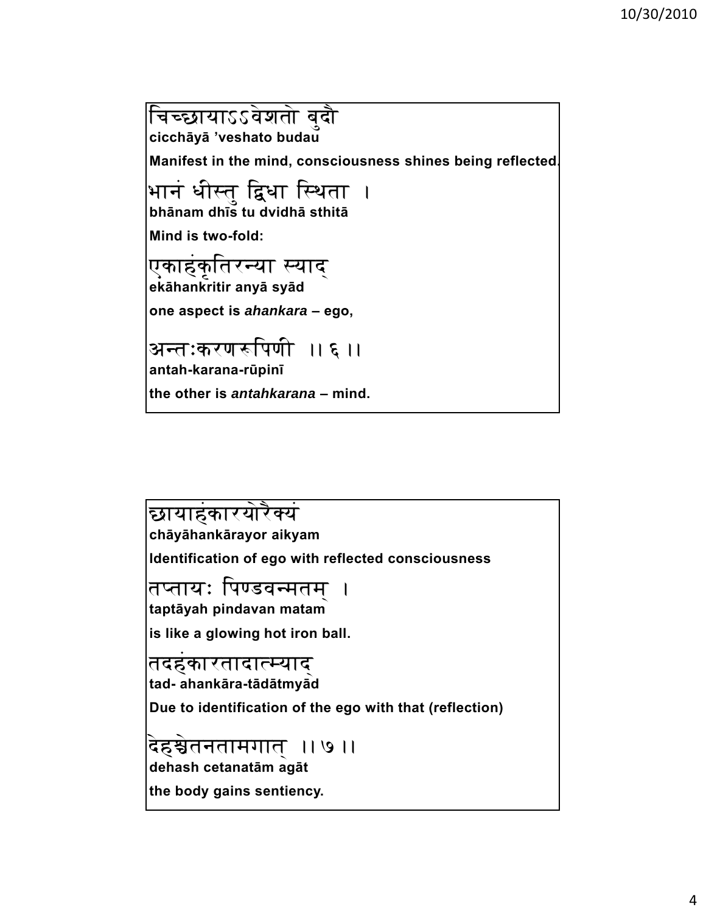चिच्छायाऽऽवेशतो बुद्धौ
**cicchāyā 'veshato budau**

**Manifest in the mind, consciousness shines being reflected.**

भानं धीस्तु द्विधा स्थिता ।
**bhānam dhīs tu dvidhā sthitā**

**Mind is two-fold:**

एकाहंकृतिरन्या स्याद्
**ekāhankritir anyā syād**

**one aspect is *ahankara* – ego,**

अन्तःकरणरूपिणी ।। ६ ।।
**antah-karana-rūpinī**

**the other is *antahkarana* – mind.**

---

छायाहंकारयोरैक्यं
**chāyāhankārayor aikyam**

**Identification of ego with reflected consciousness**

तप्तायः पिण्डवन्मतम् ।
**taptāyah pindavan matam**

**is like a glowing hot iron ball.**

तदहंकारतादात्म्याद्
**tad- ahankāra-tādātmyād**

**Due to identification of the ego with that (reflection)**

देहश्चेतनतामगात् ।। ७ ।।
**dehash cetanatām agāt**

**the body gains sentiency.**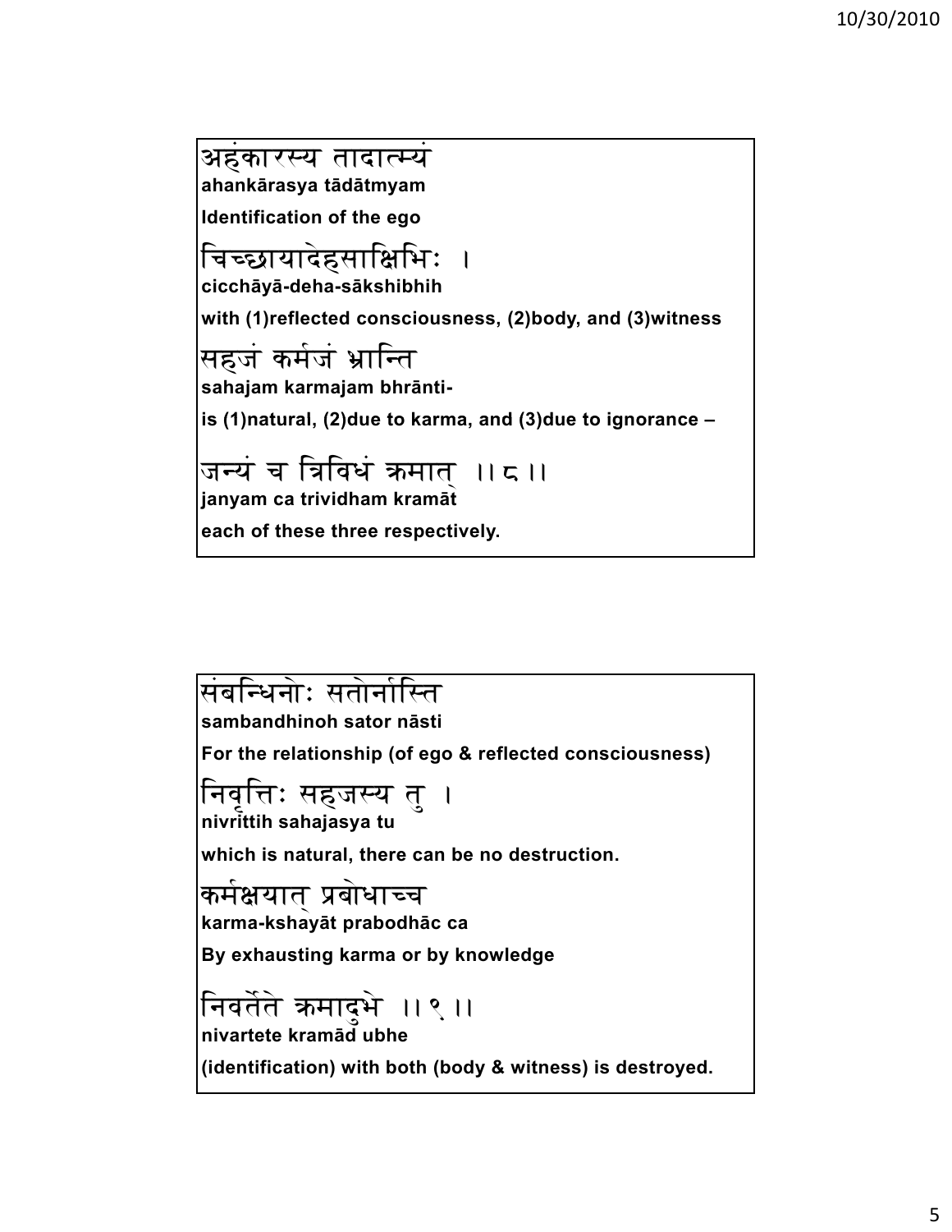अहंकारस्य तादात्म्यं

**ahankārasya tādātmyam**

**Identification of the ego**

चिच्छायादेहसाक्षिभिः ।

**cicchāyā-deha-sākshibhih**

**with (1)reflected consciousness, (2)body, and (3)witness**

सहजं कर्मजं भ्रान्ति

**sahajam karmajam bhrānti-**

**is (1)natural, (2)due to karma, and (3)due to ignorance –**

जन्यं च त्रिविधं क्रमात् ।। ८ ।।

**janyam ca trividham kramāt**

**each of these three respectively.**

---

संबन्धिनोः सतोर्नास्ति

**sambandhinoh sator nāsti**

**For the relationship (of ego & reflected consciousness)**

निवृत्तिः सहजस्य तु ।

**nivrittih sahajasya tu**

**which is natural, there can be no destruction.**

कर्मक्षयात् प्रबोधाच्च

**karma-kshayāt prabodhāc ca**

**By exhausting karma or by knowledge**

निवर्तेते क्रमादुभे ।। ९ ।।

**nivartete kramād ubhe**

**(identification) with both (body & witness) is destroyed.**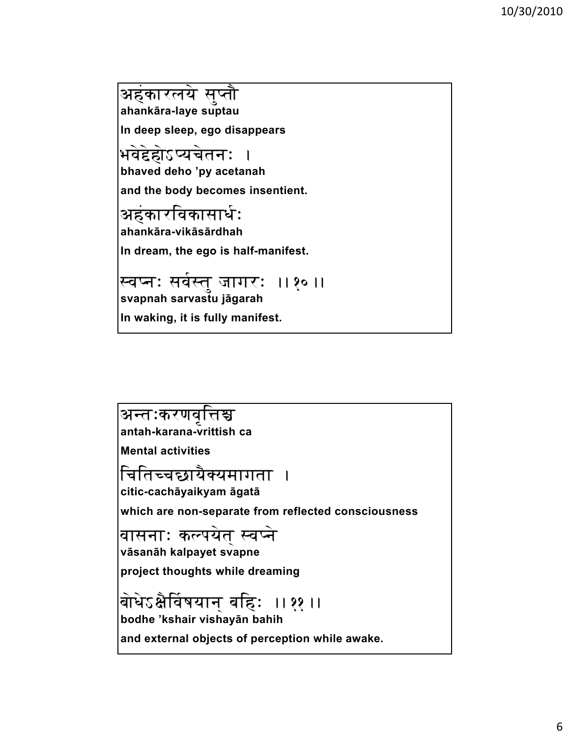अहंकारलये सुप्तौ
**ahankāra-laye suptau**

**In deep sleep, ego disappears**

भवेद्देहोऽप्यचेतनः ।
**bhaved deho 'py acetanah**

**and the body becomes insentient.**

अहंकारविकासार्धः
**ahankāra-vikāsārdhah**

**In dream, the ego is half-manifest.**

स्वप्नः सर्वस्तु जागरः ।।१०।।
**svapnah sarvastu jāgarah**

**In waking, it is fully manifest.**

---

अन्तःकरणवृत्तिश्च
**antah-karana-vrittish ca**

**Mental activities**

चितिच्चच्छायैक्यमागता ।
**citic-cachāyaikyam āgatā**

**which are non-separate from reflected consciousness**

वासनाः कल्पयेत् स्वप्ने
**vāsanāh kalpayet svapne**

**project thoughts while dreaming**

बोधेऽक्षैर्विषयान् बहिः ।।११।।
**bodhe 'kshair vishayān bahih**

**and external objects of perception while awake.**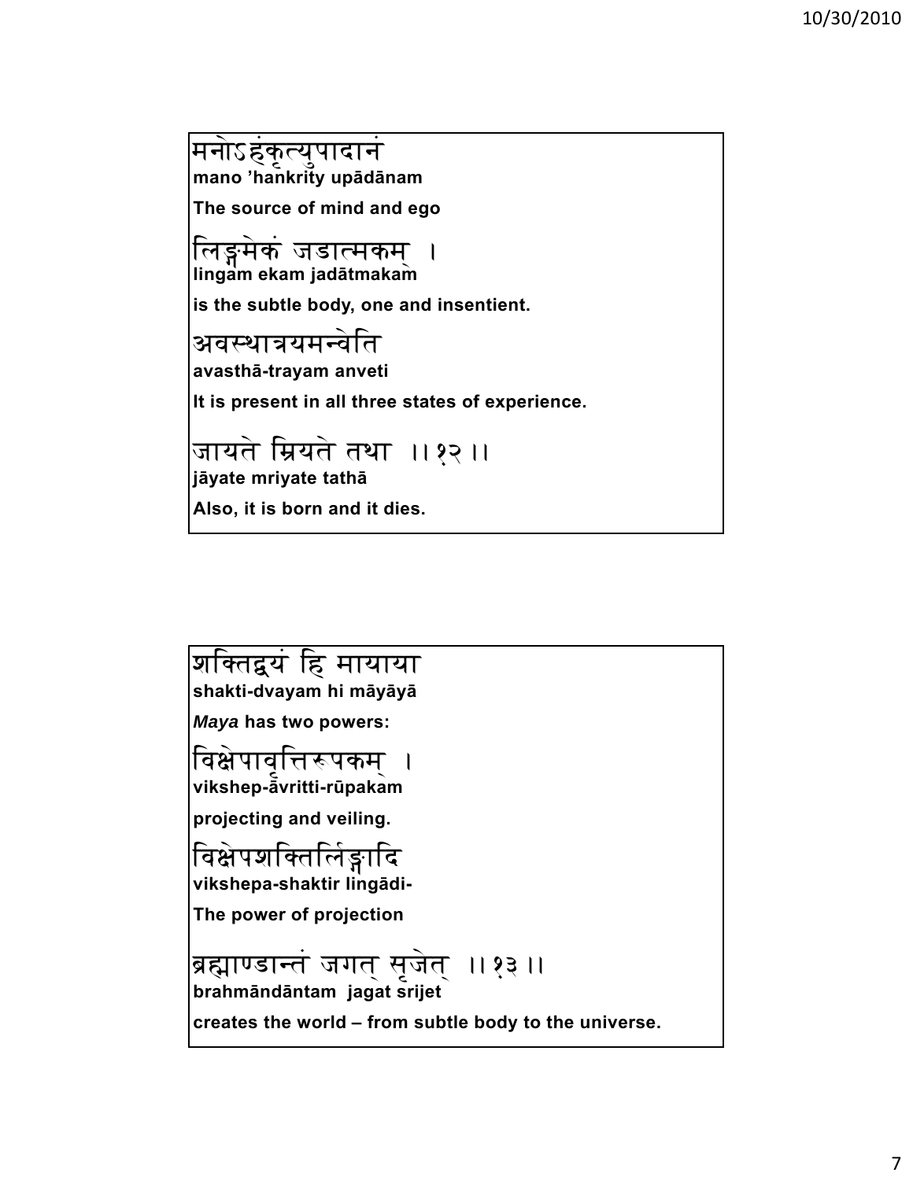मनोऽहंकृत्युपादानं

**mano ’hankrity upādānam**

**The source of mind and ego**

लिङ्गमेकं जडात्मकम् ।

**lingam ekam jadātmakam**

**is the subtle body, one and insentient.**

अवस्थात्रयमन्वेति

**avasthā-trayam anveti**

**It is present in all three states of experience.**

जायते म्रियते तथा ।।१२।।

**jāyate mriyate tathā**

**Also, it is born and it dies.**

---

शक्तिद्वयं हि मायाया

**shakti-dvayam hi māyāyā**

***Maya* has two powers:**

विक्षेपावृत्तिरूपकम् ।

**vikshep-āvritti-rūpakam**

**projecting and veiling.**

विक्षेपशक्तिर्लिङ्गादि

**vikshepa-shaktir lingādi-**

**The power of projection**

ब्रह्माण्डान्तं जगत् सृजेत् ।।१३।।

**brahmāndāntam jagat srijet**

**creates the world – from subtle body to the universe.**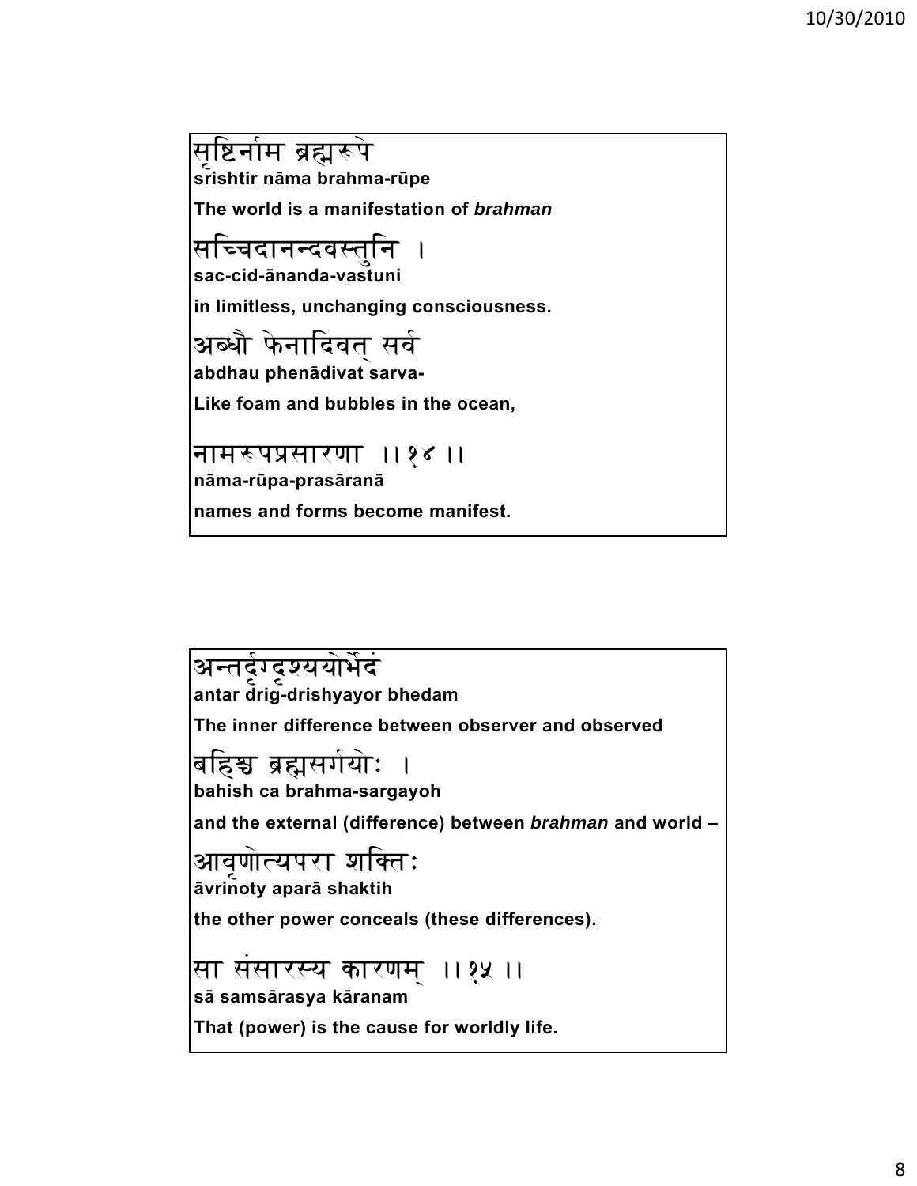सृष्टिर्नाम ब्रह्मरूपे

**srishtir nāma brahma-rūpe**

**The world is a manifestation of *brahman***

सच्चिदानन्दवस्तुनि ।

**sac-cid-ānanda-vastuni**

**in limitless, unchanging consciousness.**

अब्धौ फेनादिवत् सर्व

**abdhau phenādivat sarva-**

**Like foam and bubbles in the ocean,**

नामरूपप्रसारणा ।। १४ ।।

**nāma-rūpa-prasāranā**

**names and forms become manifest.**

---

अन्तर्दृग्दृश्ययोर्भेदं

**antar drig-drishyayor bhedam**

**The inner difference between observer and observed**

बहिश्च ब्रह्मसर्गयोः ।

**bahish ca brahma-sargayoh**

**and the external (difference) between *brahman* and world –**

आवृणोत्यपरा शक्तिः

**āvrinoty aparā shaktih**

**the other power conceals (these differences).**

सा संसारस्य कारणम् ।। १५ ।।

**sā samsārasya kāranam**

**That (power) is the cause for worldly life.**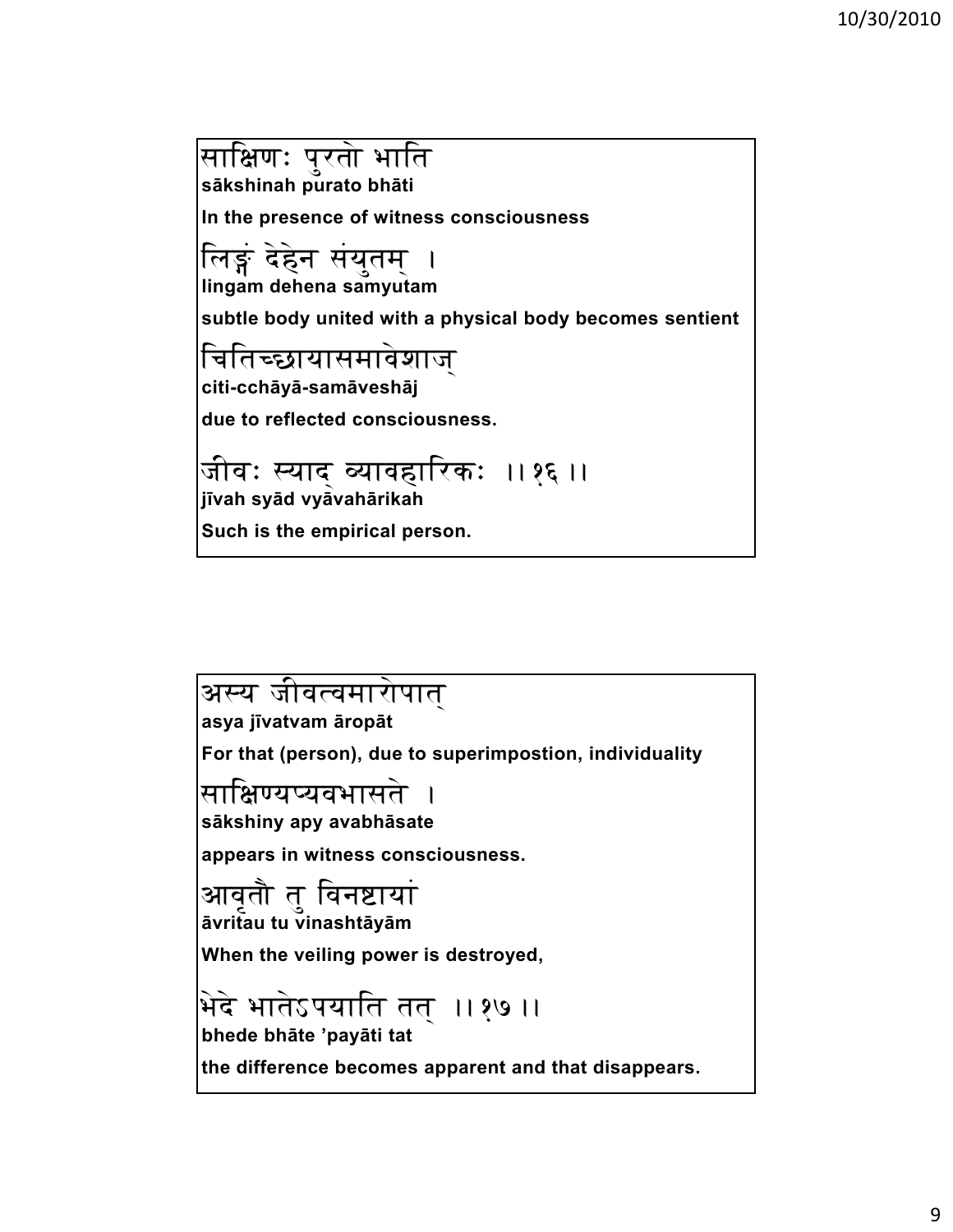साक्षिणः पुरतो भाति

**sākshinah purato bhāti**

**In the presence of witness consciousness**

लिङ्गं देहेन संयुतम् ।

**lingam dehena samyutam**

**subtle body united with a physical body becomes sentient**

चितिच्छायासमावेशाज्

**citi-cchāyā-samāveshāj**

**due to reflected consciousness.**

जीवः स्याद् व्यावहारिकः ।।१६।।

**jīvah syād vyāvahārikah**

**Such is the empirical person.**

अस्य जीवत्वमारोपात्

**asya jīvatvam āropāt**

**For that (person), due to superimpostion, individuality**

साक्षिण्यप्यवभासते ।

**sākshiny apy avabhāsate**

**appears in witness consciousness.**

आवृतौ तु विनष्टायां

**āvritau tu vinashtāyām**

**When the veiling power is destroyed,**

भेदे भातेऽपयाति तत् ।।१७।।

**bhede bhāte 'payāti tat**

**the difference becomes apparent and that disappears.**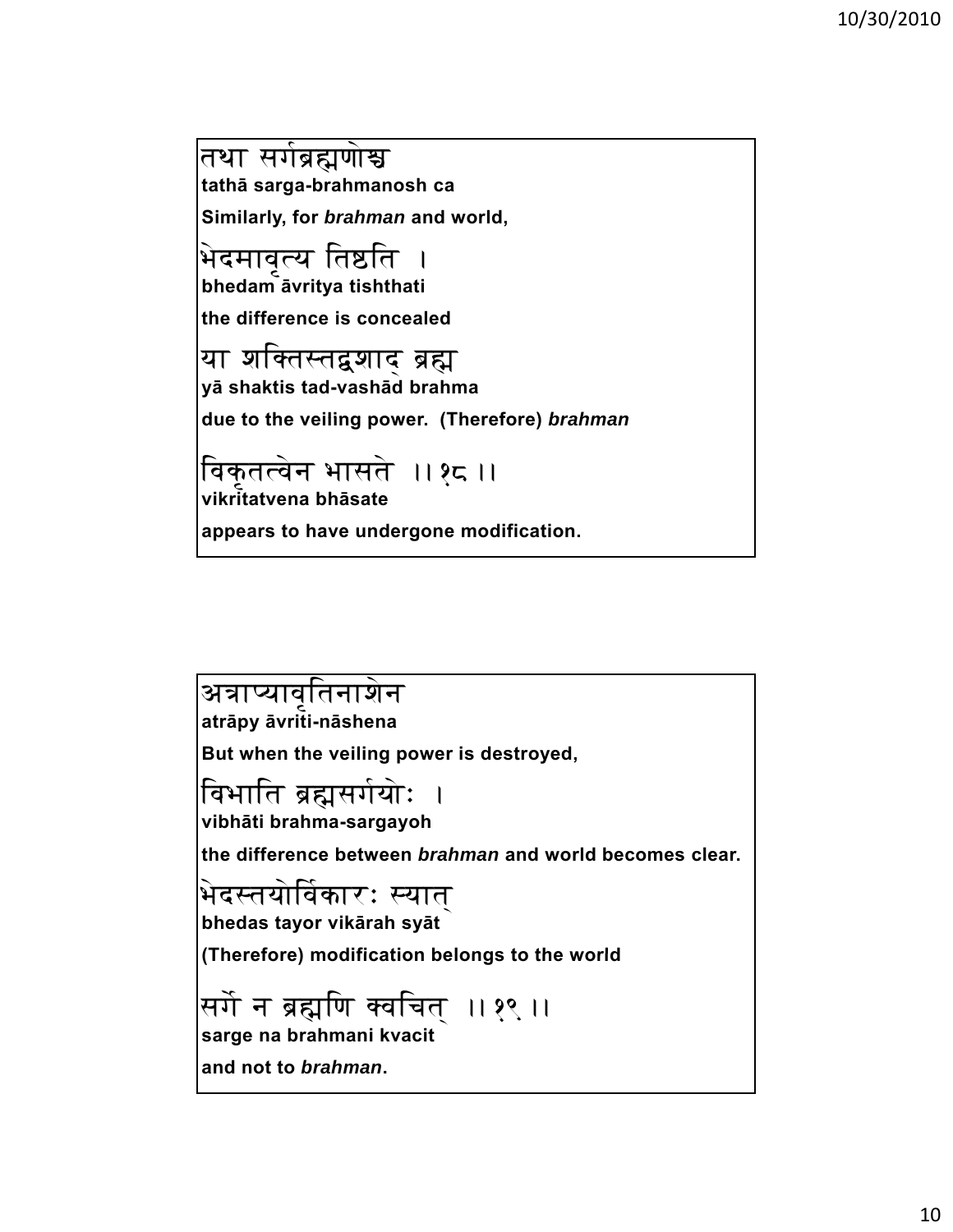तथा सर्गब्रह्मणोश्च
**tathā sarga-brahmanosh ca**
**Similarly, for *brahman* and world,**

भेदमावृत्य तिष्ठति ।
**bhedam āvritya tishthati**
**the difference is concealed**

या शक्तिस्तद्वशाद् ब्रह्म
**yā shaktis tad-vashād brahma**
**due to the veiling power. (Therefore) *brahman***

विकृतत्वेन भासते ।।१८।।
**vikritatvena bhāsate**
**appears to have undergone modification.**

---

अत्राप्यावृतिनाशेन
**atrāpy āvriti-nāshena**
**But when the veiling power is destroyed,**

विभाति ब्रह्मसर्गयोः ।
**vibhāti brahma-sargayoh**
**the difference between *brahman* and world becomes clear.**

भेदस्तयोर्विकारः स्यात्
**bhedas tayor vikārah syāt**
**(Therefore) modification belongs to the world**

सर्गे न ब्रह्मणि क्वचित् ।।१९।।
**sarge na brahmani kvacit**
**and not to *brahman*.**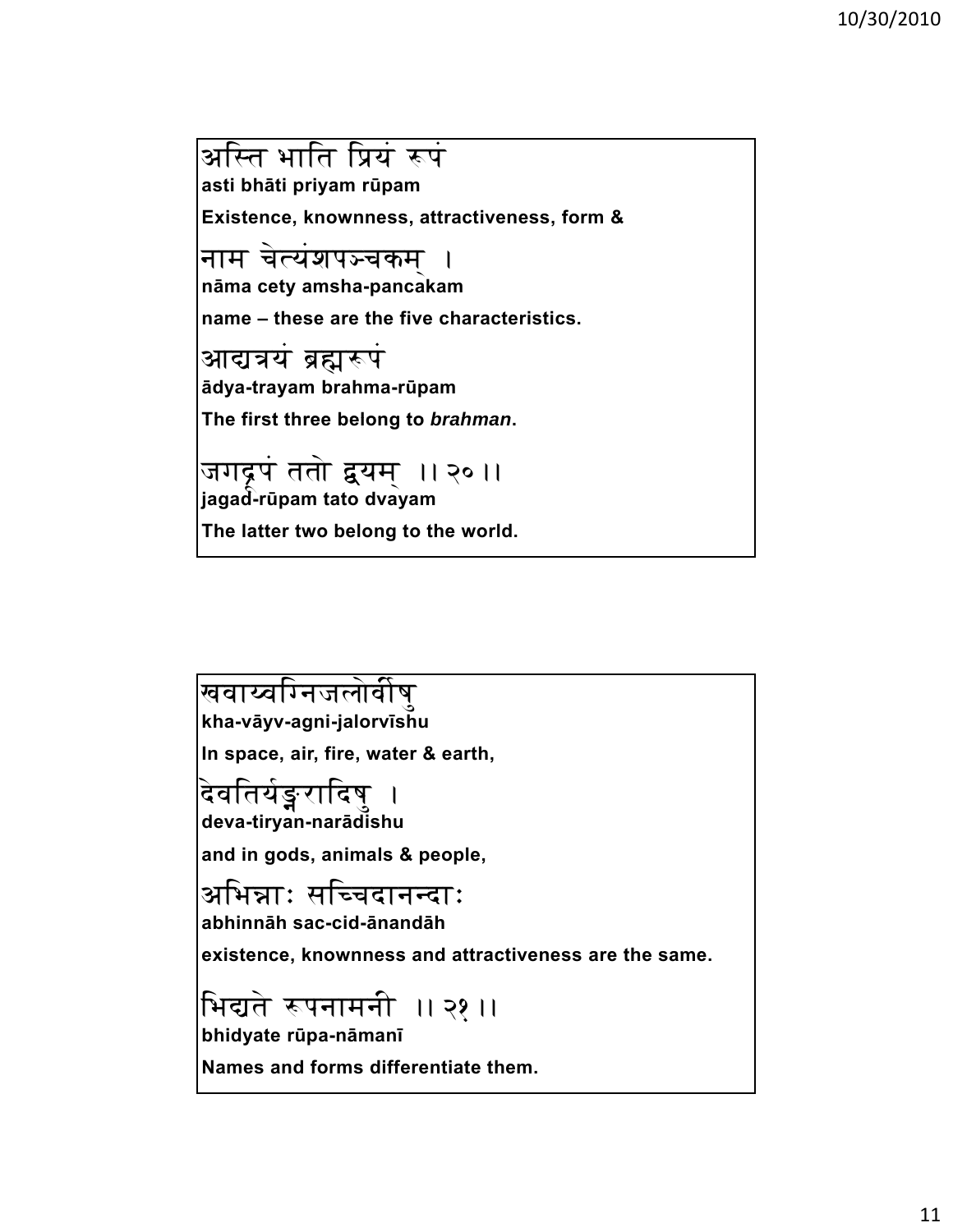अस्ति भाति प्रियं रूपं

**asti bhāti priyam rūpam**

**Existence, knownness, attractiveness, form &**

नाम चेत्यंशपञ्चकम् ।

**nāma cety amsha-pancakam**

**name – these are the five characteristics.**

आद्यत्रयं ब्रह्मरूपं

**ādya-trayam brahma-rūpam**

**The first three belong to *brahman*.**

जगद्रूपं ततो द्वयम् ।। २० ।।

**jagad-rūpam tato dvayam**

**The latter two belong to the world.**

खवाय्वग्निजलोर्वीषु

**kha-vāyv-agni-jalorvīshu**

**In space, air, fire, water & earth,**

देवतिर्यङ्नरादिषु ।

**deva-tiryan-narādishu**

**and in gods, animals & people,**

अभिन्नाः सच्चिदानन्दाः

**abhinnāh sac-cid-ānandāh**

**existence, knownness and attractiveness are the same.**

भिद्यते रूपनामनी ।। २१ ।।

**bhidyate rūpa-nāmanī**

**Names and forms differentiate them.**